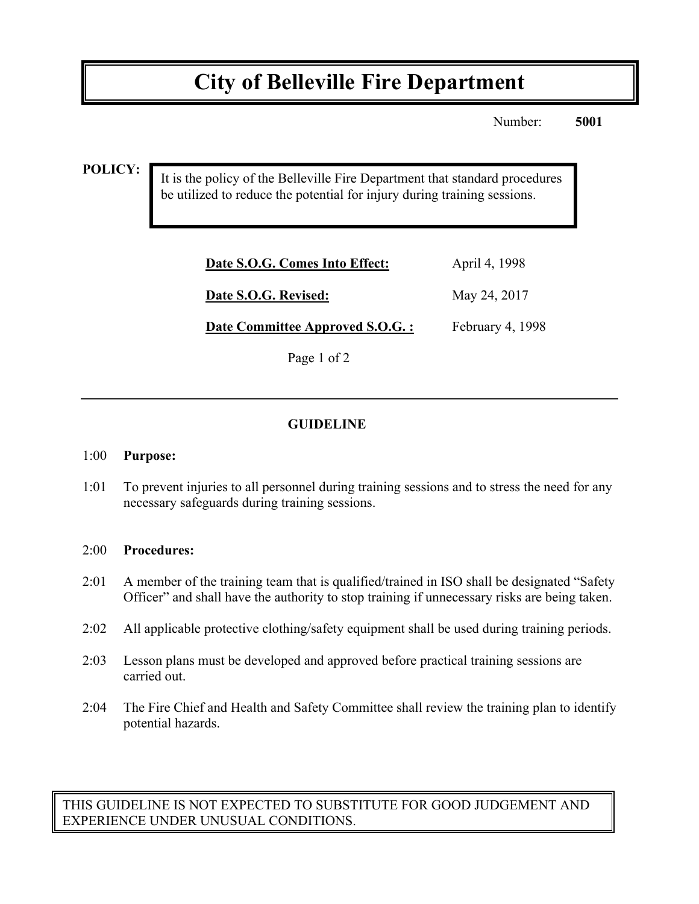# City of Belleville Fire Department

Number: **5001**

**POLICY:**

It is the policy of the Belleville Fire Department that standard procedures be utilized to reduce the potential for injury during training sessions.

| | |
|---|---|
| **Date S.O.G. Comes Into Effect:** | April 4, 1998 |
| **Date S.O.G. Revised:** | May 24, 2017 |
| **Date Committee Approved S.O.G. :** | February 4, 1998 |

---

## GUIDELINE

1:00 **Purpose:**

1:01 To prevent injuries to all personnel during training sessions and to stress the need for any necessary safeguards during training sessions.

2:00 **Procedures:**

2:01 A member of the training team that is qualified/trained in ISO shall be designated "Safety Officer" and shall have the authority to stop training if unnecessary risks are being taken.

2:02 All applicable protective clothing/safety equipment shall be used during training periods.

2:03 Lesson plans must be developed and approved before practical training sessions are carried out.

2:04 The Fire Chief and Health and Safety Committee shall review the training plan to identify potential hazards.

THIS GUIDELINE IS NOT EXPECTED TO SUBSTITUTE FOR GOOD JUDGEMENT AND EXPERIENCE UNDER UNUSUAL CONDITIONS.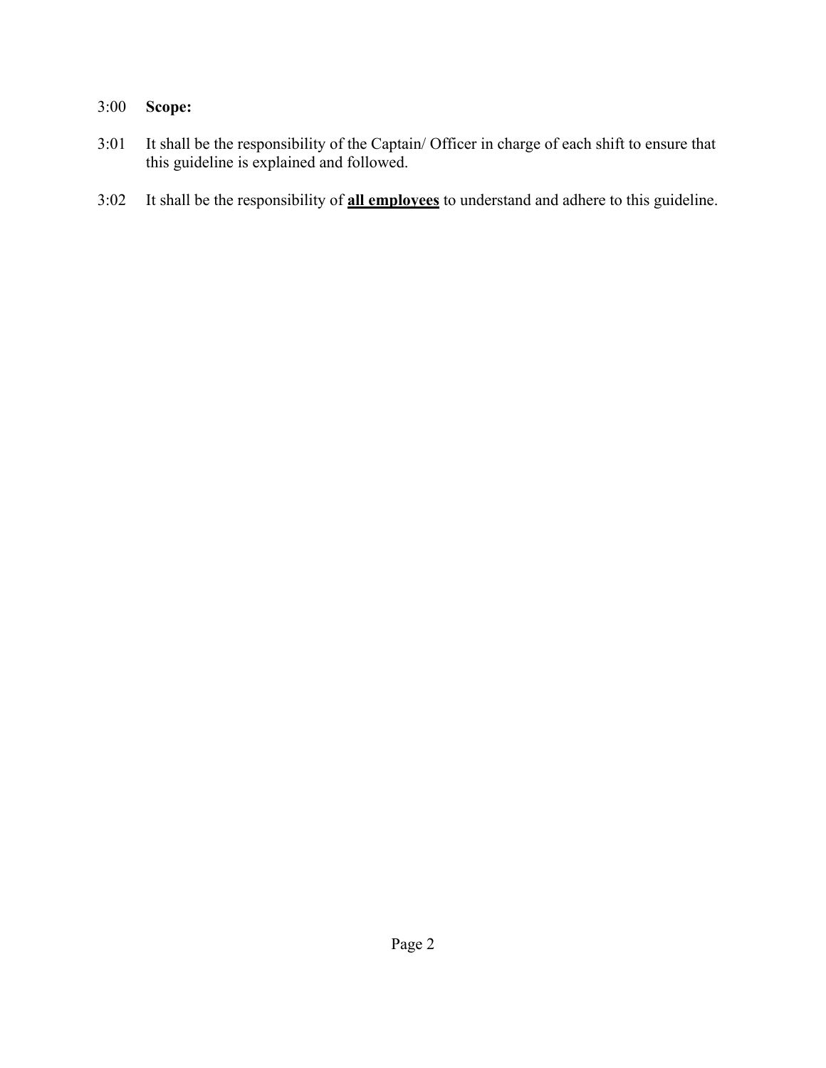3:00 **Scope:**

3:01 It shall be the responsibility of the Captain/ Officer in charge of each shift to ensure that this guideline is explained and followed.

3:02 It shall be the responsibility of **<u>all employees</u>** to understand and adhere to this guideline.